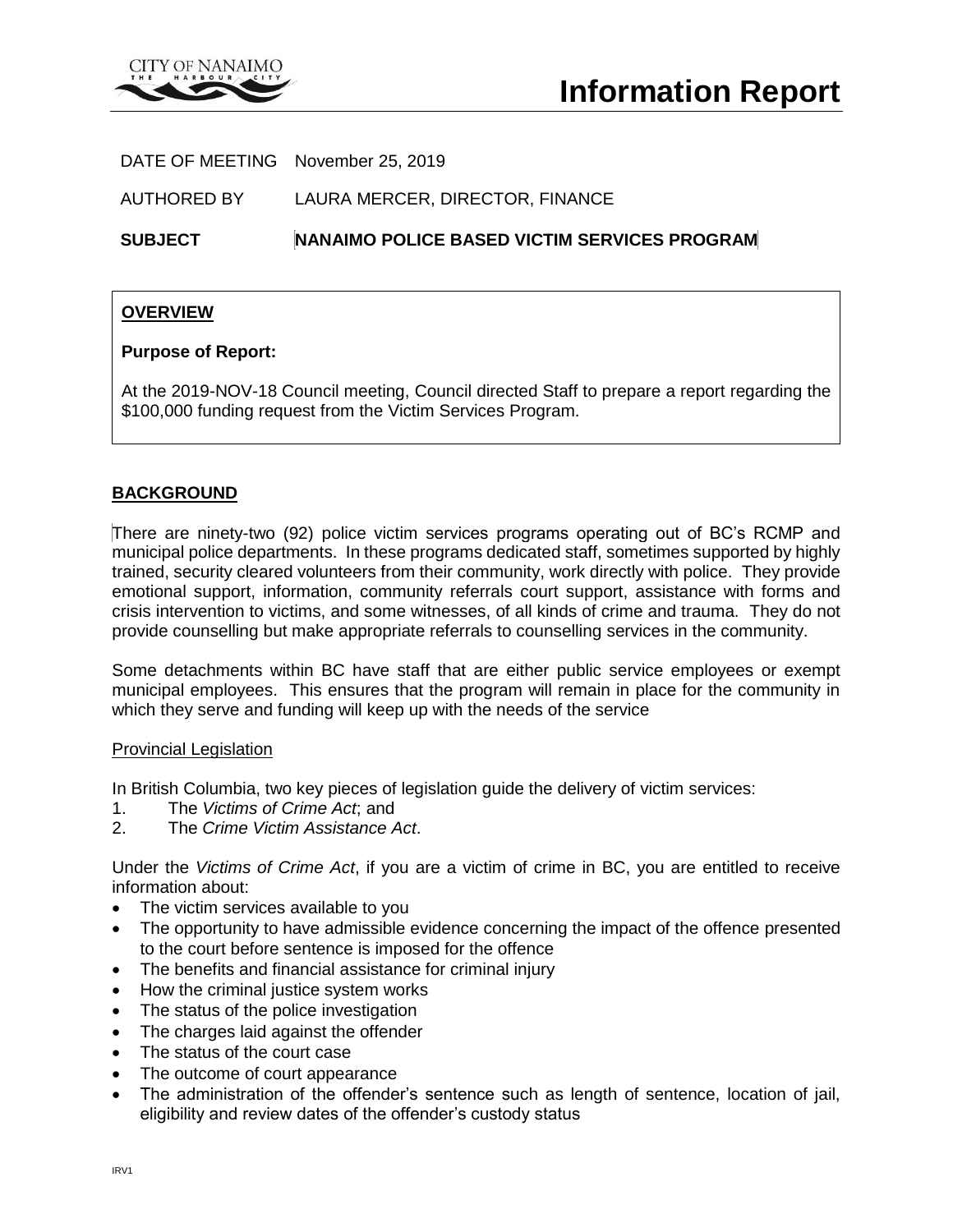CITY OF NANAIMO
THE HARBOUR CITY

# Information Report

DATE OF MEETING November 25, 2019

AUTHORED BY LAURA MERCER, DIRECTOR, FINANCE

**SUBJECT NANAIMO POLICE BASED VICTIM SERVICES PROGRAM**

**OVERVIEW**

**Purpose of Report:**

At the 2019-NOV-18 Council meeting, Council directed Staff to prepare a report regarding the $100,000 funding request from the Victim Services Program.

## BACKGROUND

There are ninety-two (92) police victim services programs operating out of BC's RCMP and municipal police departments. In these programs dedicated staff, sometimes supported by highly trained, security cleared volunteers from their community, work directly with police. They provide emotional support, information, community referrals court support, assistance with forms and crisis intervention to victims, and some witnesses, of all kinds of crime and trauma. They do not provide counselling but make appropriate referrals to counselling services in the community.

Some detachments within BC have staff that are either public service employees or exempt municipal employees. This ensures that the program will remain in place for the community in which they serve and funding will keep up with the needs of the service

### Provincial Legislation

In British Columbia, two key pieces of legislation guide the delivery of victim services:

1. The *Victims of Crime Act*; and
2. The *Crime Victim Assistance Act*.

Under the *Victims of Crime Act*, if you are a victim of crime in BC, you are entitled to receive information about:

- The victim services available to you
- The opportunity to have admissible evidence concerning the impact of the offence presented to the court before sentence is imposed for the offence
- The benefits and financial assistance for criminal injury
- How the criminal justice system works
- The status of the police investigation
- The charges laid against the offender
- The status of the court case
- The outcome of court appearance
- The administration of the offender's sentence such as length of sentence, location of jail, eligibility and review dates of the offender's custody status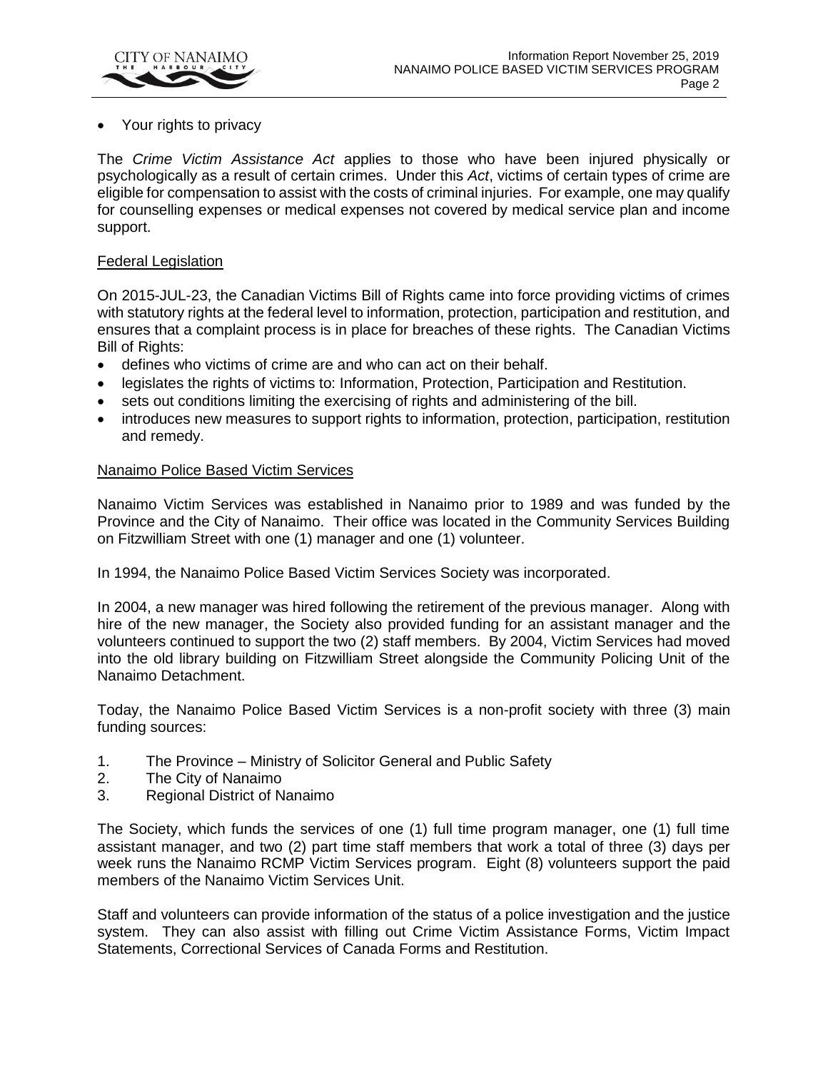- Your rights to privacy

The *Crime Victim Assistance Act* applies to those who have been injured physically or psychologically as a result of certain crimes. Under this *Act*, victims of certain types of crime are eligible for compensation to assist with the costs of criminal injuries. For example, one may qualify for counselling expenses or medical expenses not covered by medical service plan and income support.

## Federal Legislation

On 2015-JUL-23, the Canadian Victims Bill of Rights came into force providing victims of crimes with statutory rights at the federal level to information, protection, participation and restitution, and ensures that a complaint process is in place for breaches of these rights. The Canadian Victims Bill of Rights:

- defines who victims of crime are and who can act on their behalf.
- legislates the rights of victims to: Information, Protection, Participation and Restitution.
- sets out conditions limiting the exercising of rights and administering of the bill.
- introduces new measures to support rights to information, protection, participation, restitution and remedy.

## Nanaimo Police Based Victim Services

Nanaimo Victim Services was established in Nanaimo prior to 1989 and was funded by the Province and the City of Nanaimo. Their office was located in the Community Services Building on Fitzwilliam Street with one (1) manager and one (1) volunteer.

In 1994, the Nanaimo Police Based Victim Services Society was incorporated.

In 2004, a new manager was hired following the retirement of the previous manager. Along with hire of the new manager, the Society also provided funding for an assistant manager and the volunteers continued to support the two (2) staff members. By 2004, Victim Services had moved into the old library building on Fitzwilliam Street alongside the Community Policing Unit of the Nanaimo Detachment.

Today, the Nanaimo Police Based Victim Services is a non-profit society with three (3) main funding sources:

1. The Province – Ministry of Solicitor General and Public Safety
2. The City of Nanaimo
3. Regional District of Nanaimo

The Society, which funds the services of one (1) full time program manager, one (1) full time assistant manager, and two (2) part time staff members that work a total of three (3) days per week runs the Nanaimo RCMP Victim Services program. Eight (8) volunteers support the paid members of the Nanaimo Victim Services Unit.

Staff and volunteers can provide information of the status of a police investigation and the justice system. They can also assist with filling out Crime Victim Assistance Forms, Victim Impact Statements, Correctional Services of Canada Forms and Restitution.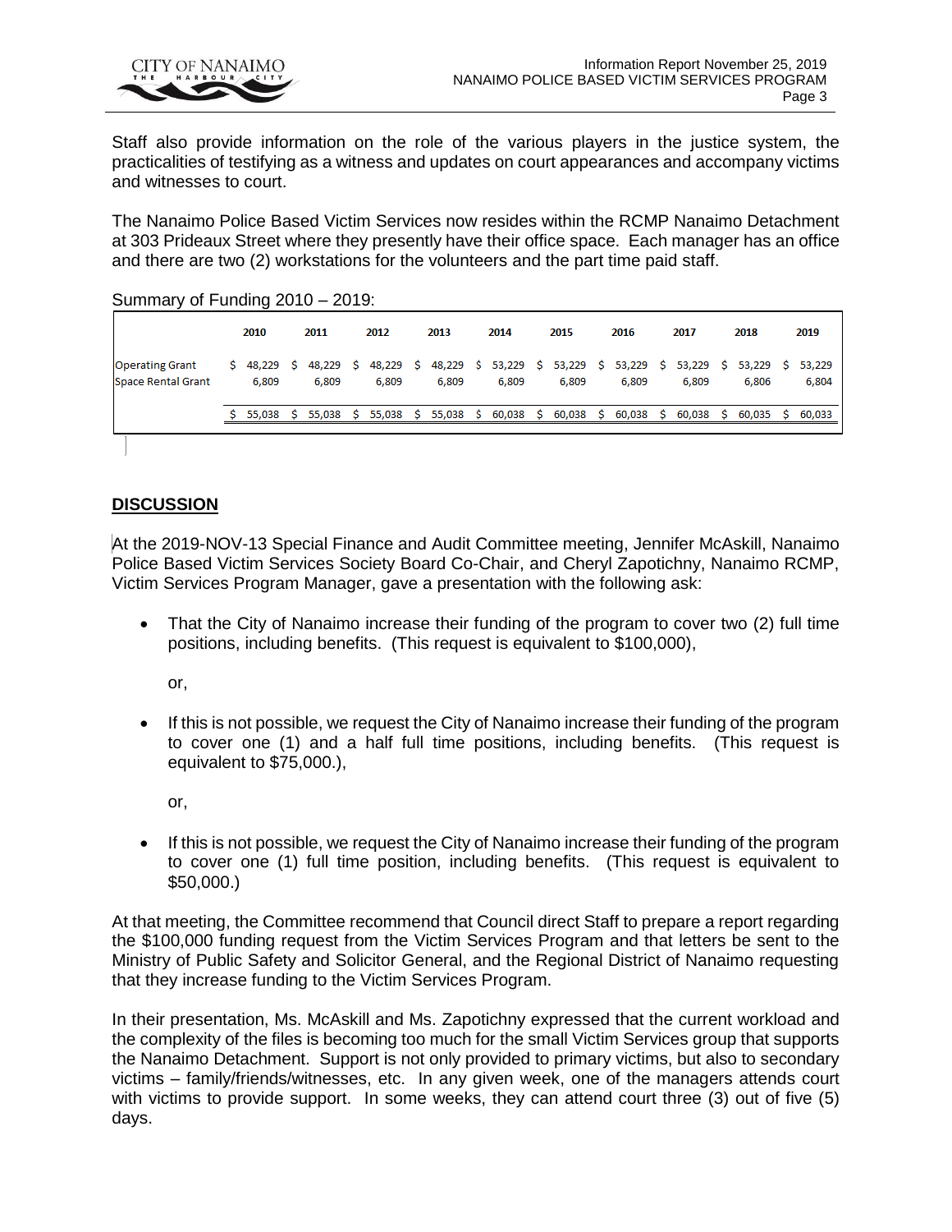Staff also provide information on the role of the various players in the justice system, the practicalities of testifying as a witness and updates on court appearances and accompany victims and witnesses to court.

The Nanaimo Police Based Victim Services now resides within the RCMP Nanaimo Detachment at 303 Prideaux Street where they presently have their office space. Each manager has an office and there are two (2) workstations for the volunteers and the part time paid staff.

Summary of Funding 2010 – 2019:

| | 2010 | 2011 | 2012 | 2013 | 2014 | 2015 | 2016 | 2017 | 2018 | 2019 |
|---|---|---|---|---|---|---|---|---|---|---|
| Operating Grant | $ 48,229 | $ 48,229 | $ 48,229 | $ 48,229 | $ 53,229 | $ 53,229 | $ 53,229 | $ 53,229 | $ 53,229 | $ 53,229 |
| Space Rental Grant | 6,809 | 6,809 | 6,809 | 6,809 | 6,809 | 6,809 | 6,809 | 6,809 | 6,806 | 6,804 |
| | $ 55,038 | $ 55,038 | $ 55,038 | $ 55,038 | $ 60,038 | $ 60,038 | $ 60,038 | $ 60,038 | $ 60,035 | $ 60,033 |

## DISCUSSION

At the 2019-NOV-13 Special Finance and Audit Committee meeting, Jennifer McAskill, Nanaimo Police Based Victim Services Society Board Co-Chair, and Cheryl Zapotichny, Nanaimo RCMP, Victim Services Program Manager, gave a presentation with the following ask:

- That the City of Nanaimo increase their funding of the program to cover two (2) full time positions, including benefits. (This request is equivalent to $100,000),

  or,

- If this is not possible, we request the City of Nanaimo increase their funding of the program to cover one (1) and a half full time positions, including benefits. (This request is equivalent to $75,000.),

  or,

- If this is not possible, we request the City of Nanaimo increase their funding of the program to cover one (1) full time position, including benefits. (This request is equivalent to $50,000.)

At that meeting, the Committee recommend that Council direct Staff to prepare a report regarding the $100,000 funding request from the Victim Services Program and that letters be sent to the Ministry of Public Safety and Solicitor General, and the Regional District of Nanaimo requesting that they increase funding to the Victim Services Program.

In their presentation, Ms. McAskill and Ms. Zapotichny expressed that the current workload and the complexity of the files is becoming too much for the small Victim Services group that supports the Nanaimo Detachment. Support is not only provided to primary victims, but also to secondary victims – family/friends/witnesses, etc. In any given week, one of the managers attends court with victims to provide support. In some weeks, they can attend court three (3) out of five (5) days.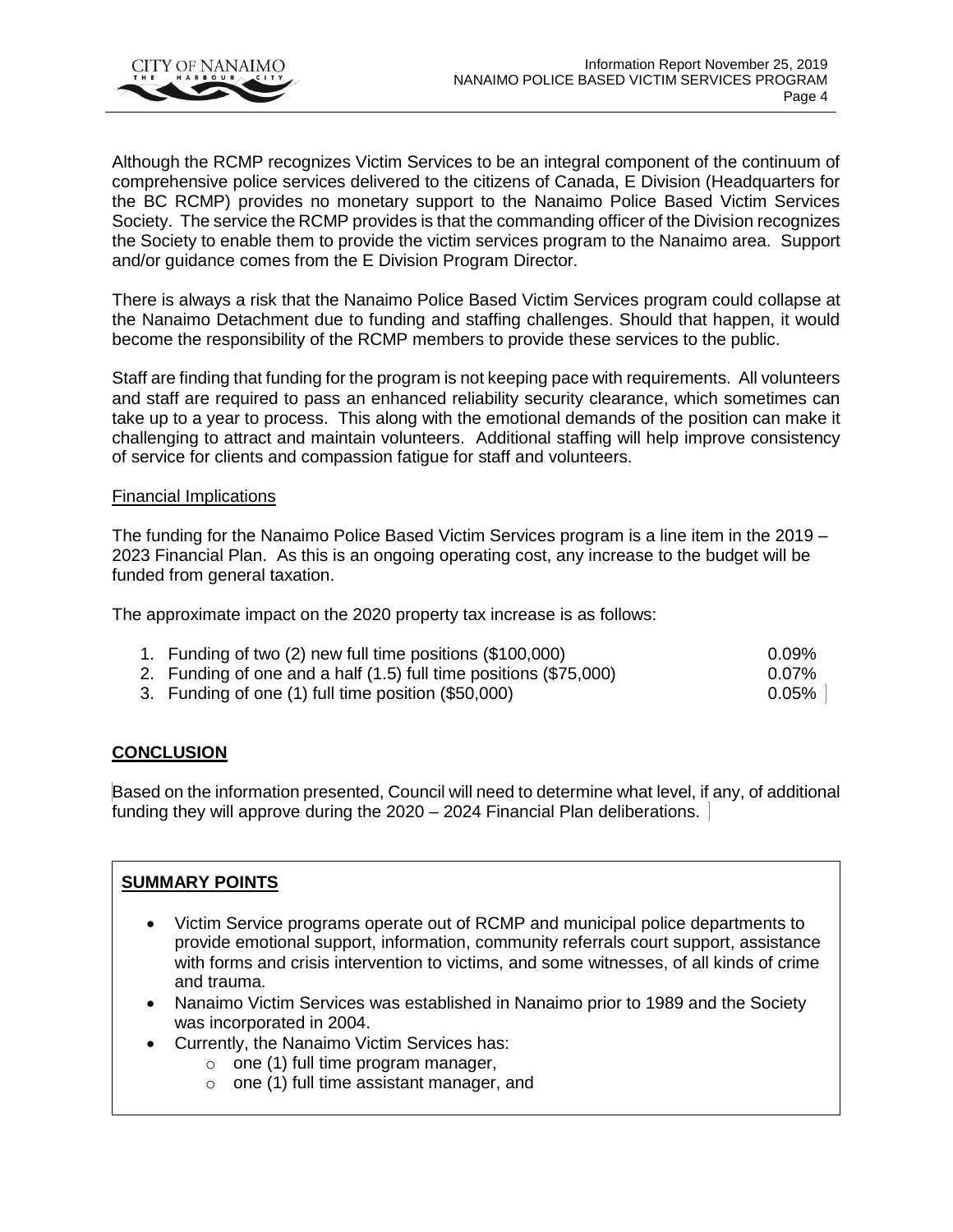Although the RCMP recognizes Victim Services to be an integral component of the continuum of comprehensive police services delivered to the citizens of Canada, E Division (Headquarters for the BC RCMP) provides no monetary support to the Nanaimo Police Based Victim Services Society. The service the RCMP provides is that the commanding officer of the Division recognizes the Society to enable them to provide the victim services program to the Nanaimo area. Support and/or guidance comes from the E Division Program Director.

There is always a risk that the Nanaimo Police Based Victim Services program could collapse at the Nanaimo Detachment due to funding and staffing challenges. Should that happen, it would become the responsibility of the RCMP members to provide these services to the public.

Staff are finding that funding for the program is not keeping pace with requirements. All volunteers and staff are required to pass an enhanced reliability security clearance, which sometimes can take up to a year to process. This along with the emotional demands of the position can make it challenging to attract and maintain volunteers. Additional staffing will help improve consistency of service for clients and compassion fatigue for staff and volunteers.

Financial Implications

The funding for the Nanaimo Police Based Victim Services program is a line item in the 2019 – 2023 Financial Plan. As this is an ongoing operating cost, any increase to the budget will be funded from general taxation.

The approximate impact on the 2020 property tax increase is as follows:

1. Funding of two (2) new full time positions ($100,000) 0.09%
2. Funding of one and a half (1.5) full time positions ($75,000) 0.07%
3. Funding of one (1) full time position ($50,000) 0.05%

## CONCLUSION

Based on the information presented, Council will need to determine what level, if any, of additional funding they will approve during the 2020 – 2024 Financial Plan deliberations.

### SUMMARY POINTS

- Victim Service programs operate out of RCMP and municipal police departments to provide emotional support, information, community referrals court support, assistance with forms and crisis intervention to victims, and some witnesses, of all kinds of crime and trauma.
- Nanaimo Victim Services was established in Nanaimo prior to 1989 and the Society was incorporated in 2004.
- Currently, the Nanaimo Victim Services has:
  - one (1) full time program manager,
  - one (1) full time assistant manager, and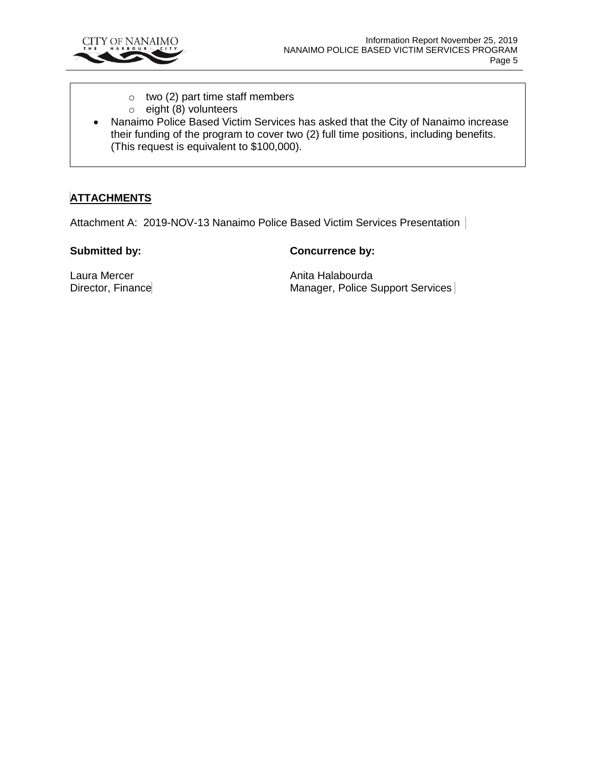- two (2) part time staff members
  - eight (8) volunteers
- Nanaimo Police Based Victim Services has asked that the City of Nanaimo increase their funding of the program to cover two (2) full time positions, including benefits. (This request is equivalent to $100,000).

## ATTACHMENTS

Attachment A: 2019-NOV-13 Nanaimo Police Based Victim Services Presentation

**Submitted by:**

Laura Mercer
Director, Finance

**Concurrence by:**

Anita Halabourda
Manager, Police Support Services